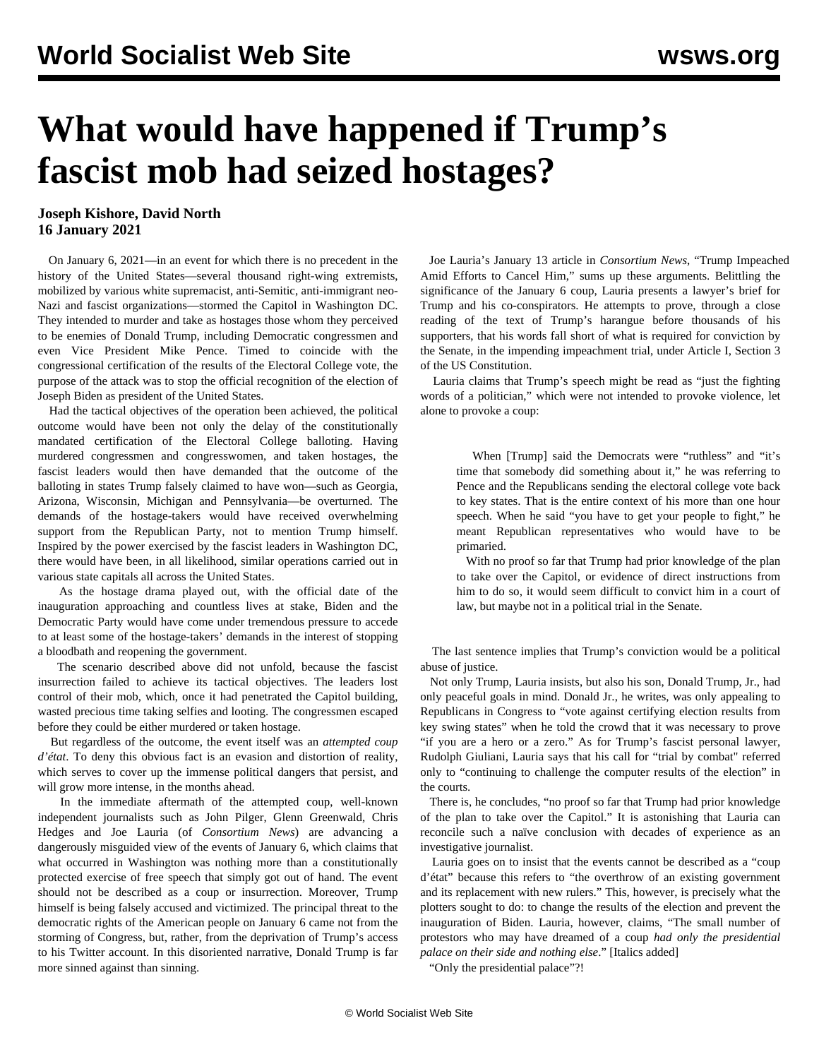# What would have happened if Trump's fascist mob had seized hostages?

**Joseph Kishore, David North**
**16 January 2021**

On January 6, 2021—in an event for which there is no precedent in the history of the United States—several thousand right-wing extremists, mobilized by various white supremacist, anti-Semitic, anti-immigrant neo-Nazi and fascist organizations—stormed the Capitol in Washington DC. They intended to murder and take as hostages those whom they perceived to be enemies of Donald Trump, including Democratic congressmen and even Vice President Mike Pence. Timed to coincide with the congressional certification of the results of the Electoral College vote, the purpose of the attack was to stop the official recognition of the election of Joseph Biden as president of the United States.

Had the tactical objectives of the operation been achieved, the political outcome would have been not only the delay of the constitutionally mandated certification of the Electoral College balloting. Having murdered congressmen and congresswomen, and taken hostages, the fascist leaders would then have demanded that the outcome of the balloting in states Trump falsely claimed to have won—such as Georgia, Arizona, Wisconsin, Michigan and Pennsylvania—be overturned. The demands of the hostage-takers would have received overwhelming support from the Republican Party, not to mention Trump himself. Inspired by the power exercised by the fascist leaders in Washington DC, there would have been, in all likelihood, similar operations carried out in various state capitals all across the United States.

As the hostage drama played out, with the official date of the inauguration approaching and countless lives at stake, Biden and the Democratic Party would have come under tremendous pressure to accede to at least some of the hostage-takers' demands in the interest of stopping a bloodbath and reopening the government.

The scenario described above did not unfold, because the fascist insurrection failed to achieve its tactical objectives. The leaders lost control of their mob, which, once it had penetrated the Capitol building, wasted precious time taking selfies and looting. The congressmen escaped before they could be either murdered or taken hostage.

But regardless of the outcome, the event itself was an *attempted coup d'état*. To deny this obvious fact is an evasion and distortion of reality, which serves to cover up the immense political dangers that persist, and will grow more intense, in the months ahead.

In the immediate aftermath of the attempted coup, well-known independent journalists such as John Pilger, Glenn Greenwald, Chris Hedges and Joe Lauria (of *Consortium News*) are advancing a dangerously misguided view of the events of January 6, which claims that what occurred in Washington was nothing more than a constitutionally protected exercise of free speech that simply got out of hand. The event should not be described as a coup or insurrection. Moreover, Trump himself is being falsely accused and victimized. The principal threat to the democratic rights of the American people on January 6 came not from the storming of Congress, but, rather, from the deprivation of Trump's access to his Twitter account. In this disoriented narrative, Donald Trump is far more sinned against than sinning.

Joe Lauria's January 13 article in *Consortium News*, "Trump Impeached Amid Efforts to Cancel Him," sums up these arguments. Belittling the significance of the January 6 coup, Lauria presents a lawyer's brief for Trump and his co-conspirators. He attempts to prove, through a close reading of the text of Trump's harangue before thousands of his supporters, that his words fall short of what is required for conviction by the Senate, in the impending impeachment trial, under Article I, Section 3 of the US Constitution.

Lauria claims that Trump's speech might be read as "just the fighting words of a politician," which were not intended to provoke violence, let alone to provoke a coup:

> When [Trump] said the Democrats were "ruthless" and "it's time that somebody did something about it," he was referring to Pence and the Republicans sending the electoral college vote back to key states. That is the entire context of his more than one hour speech. When he said "you have to get your people to fight," he meant Republican representatives who would have to be primaried.
>
> With no proof so far that Trump had prior knowledge of the plan to take over the Capitol, or evidence of direct instructions from him to do so, it would seem difficult to convict him in a court of law, but maybe not in a political trial in the Senate.

The last sentence implies that Trump's conviction would be a political abuse of justice.

Not only Trump, Lauria insists, but also his son, Donald Trump, Jr., had only peaceful goals in mind. Donald Jr., he writes, was only appealing to Republicans in Congress to "vote against certifying election results from key swing states" when he told the crowd that it was necessary to prove "if you are a hero or a zero." As for Trump's fascist personal lawyer, Rudolph Giuliani, Lauria says that his call for "trial by combat" referred only to "continuing to challenge the computer results of the election" in the courts.

There is, he concludes, "no proof so far that Trump had prior knowledge of the plan to take over the Capitol." It is astonishing that Lauria can reconcile such a naïve conclusion with decades of experience as an investigative journalist.

Lauria goes on to insist that the events cannot be described as a "coup d'état" because this refers to "the overthrow of an existing government and its replacement with new rulers." This, however, is precisely what the plotters sought to do: to change the results of the election and prevent the inauguration of Biden. Lauria, however, claims, "The small number of protestors who may have dreamed of a coup *had only the presidential palace on their side and nothing else*." [Italics added]

"Only the presidential palace"?!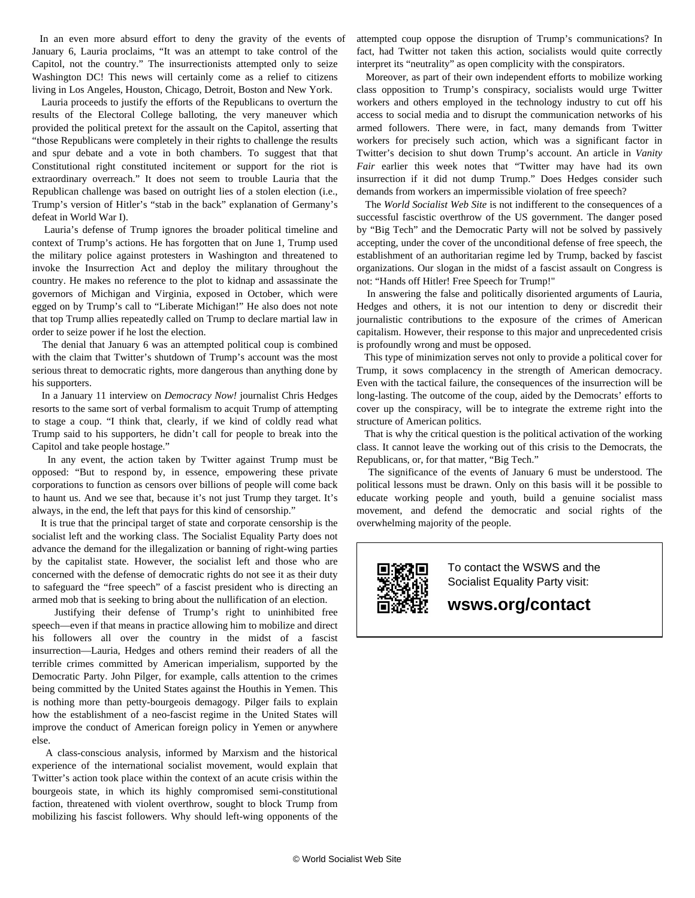In an even more absurd effort to deny the gravity of the events of January 6, Lauria proclaims, "It was an attempt to take control of the Capitol, not the country." The insurrectionists attempted only to seize Washington DC! This news will certainly come as a relief to citizens living in Los Angeles, Houston, Chicago, Detroit, Boston and New York.

Lauria proceeds to justify the efforts of the Republicans to overturn the results of the Electoral College balloting, the very maneuver which provided the political pretext for the assault on the Capitol, asserting that "those Republicans were completely in their rights to challenge the results and spur debate and a vote in both chambers. To suggest that that Constitutional right constituted incitement or support for the riot is extraordinary overreach." It does not seem to trouble Lauria that the Republican challenge was based on outright lies of a stolen election (i.e., Trump's version of Hitler's "stab in the back" explanation of Germany's defeat in World War I).

Lauria's defense of Trump ignores the broader political timeline and context of Trump's actions. He has forgotten that on June 1, Trump used the military police against protesters in Washington and threatened to invoke the Insurrection Act and deploy the military throughout the country. He makes no reference to the plot to kidnap and assassinate the governors of Michigan and Virginia, exposed in October, which were egged on by Trump's call to "Liberate Michigan!" He also does not note that top Trump allies repeatedly called on Trump to declare martial law in order to seize power if he lost the election.

The denial that January 6 was an attempted political coup is combined with the claim that Twitter's shutdown of Trump's account was the most serious threat to democratic rights, more dangerous than anything done by his supporters.

In a January 11 interview on *Democracy Now!* journalist Chris Hedges resorts to the same sort of verbal formalism to acquit Trump of attempting to stage a coup. "I think that, clearly, if we kind of coldly read what Trump said to his supporters, he didn't call for people to break into the Capitol and take people hostage."

In any event, the action taken by Twitter against Trump must be opposed: "But to respond by, in essence, empowering these private corporations to function as censors over billions of people will come back to haunt us. And we see that, because it's not just Trump they target. It's always, in the end, the left that pays for this kind of censorship."

It is true that the principal target of state and corporate censorship is the socialist left and the working class. The Socialist Equality Party does not advance the demand for the illegalization or banning of right-wing parties by the capitalist state. However, the socialist left and those who are concerned with the defense of democratic rights do not see it as their duty to safeguard the "free speech" of a fascist president who is directing an armed mob that is seeking to bring about the nullification of an election.

Justifying their defense of Trump's right to uninhibited free speech—even if that means in practice allowing him to mobilize and direct his followers all over the country in the midst of a fascist insurrection—Lauria, Hedges and others remind their readers of all the terrible crimes committed by American imperialism, supported by the Democratic Party. John Pilger, for example, calls attention to the crimes being committed by the United States against the Houthis in Yemen. This is nothing more than petty-bourgeois demagogy. Pilger fails to explain how the establishment of a neo-fascist regime in the United States will improve the conduct of American foreign policy in Yemen or anywhere else.

A class-conscious analysis, informed by Marxism and the historical experience of the international socialist movement, would explain that Twitter's action took place within the context of an acute crisis within the bourgeois state, in which its highly compromised semi-constitutional faction, threatened with violent overthrow, sought to block Trump from mobilizing his fascist followers. Why should left-wing opponents of the attempted coup oppose the disruption of Trump's communications? In fact, had Twitter not taken this action, socialists would quite correctly interpret its "neutrality" as open complicity with the conspirators.

Moreover, as part of their own independent efforts to mobilize working class opposition to Trump's conspiracy, socialists would urge Twitter workers and others employed in the technology industry to cut off his access to social media and to disrupt the communication networks of his armed followers. There were, in fact, many demands from Twitter workers for precisely such action, which was a significant factor in Twitter's decision to shut down Trump's account. An article in *Vanity Fair* earlier this week notes that "Twitter may have had its own insurrection if it did not dump Trump." Does Hedges consider such demands from workers an impermissible violation of free speech?

The *World Socialist Web Site* is not indifferent to the consequences of a successful fascistic overthrow of the US government. The danger posed by "Big Tech" and the Democratic Party will not be solved by passively accepting, under the cover of the unconditional defense of free speech, the establishment of an authoritarian regime led by Trump, backed by fascist organizations. Our slogan in the midst of a fascist assault on Congress is not: "Hands off Hitler! Free Speech for Trump!"

In answering the false and politically disoriented arguments of Lauria, Hedges and others, it is not our intention to deny or discredit their journalistic contributions to the exposure of the crimes of American capitalism. However, their response to this major and unprecedented crisis is profoundly wrong and must be opposed.

This type of minimization serves not only to provide a political cover for Trump, it sows complacency in the strength of American democracy. Even with the tactical failure, the consequences of the insurrection will be long-lasting. The outcome of the coup, aided by the Democrats' efforts to cover up the conspiracy, will be to integrate the extreme right into the structure of American politics.

That is why the critical question is the political activation of the working class. It cannot leave the working out of this crisis to the Democrats, the Republicans, or, for that matter, "Big Tech."

The significance of the events of January 6 must be understood. The political lessons must be drawn. Only on this basis will it be possible to educate working people and youth, build a genuine socialist mass movement, and defend the democratic and social rights of the overwhelming majority of the people.

To contact the WSWS and the Socialist Equality Party visit:

**wsws.org/contact**

© World Socialist Web Site